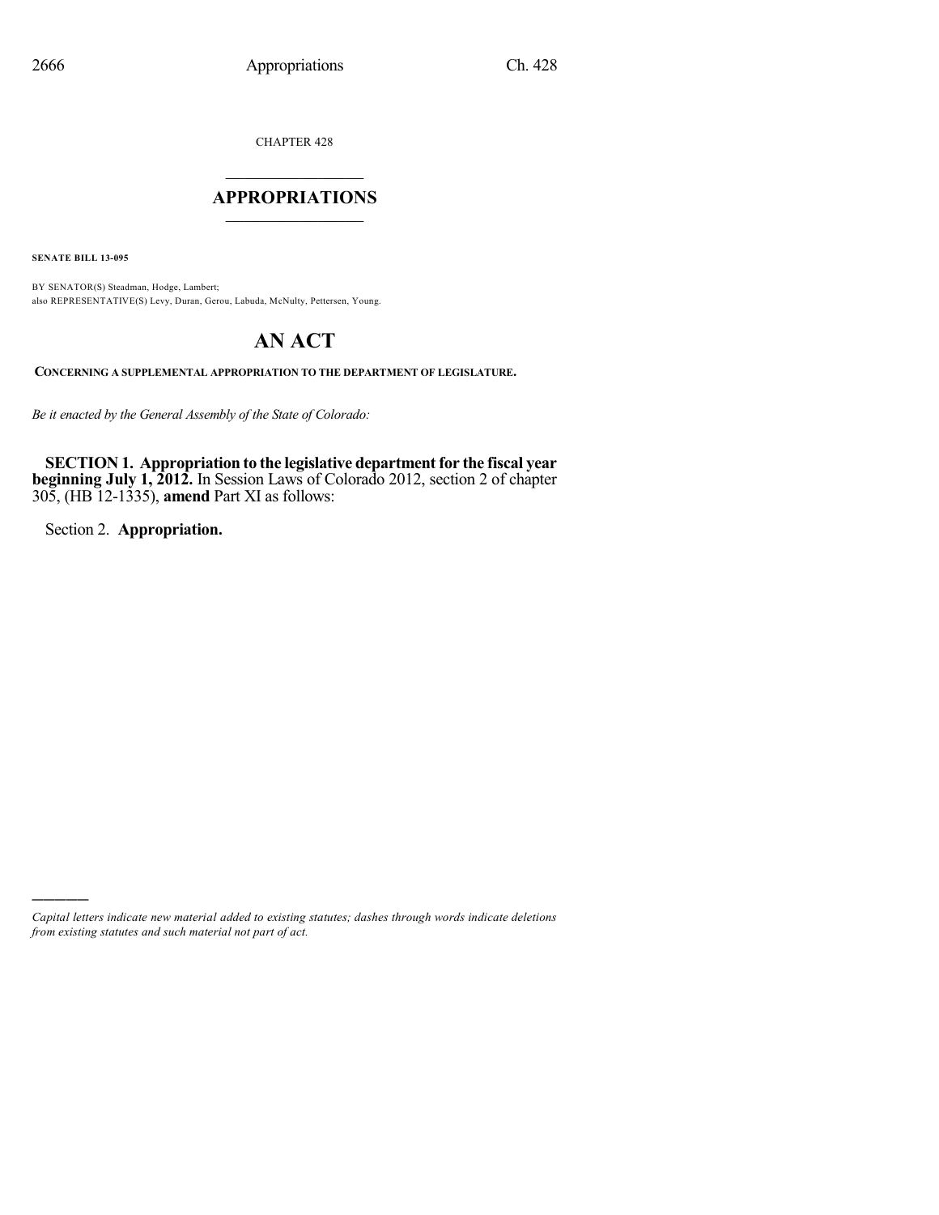CHAPTER 428

# APPROPRIATIONS

**SENATE BILL 13-095**

BY SENATOR(S) Steadman, Hodge, Lambert;
also REPRESENTATIVE(S) Levy, Duran, Gerou, Labuda, McNulty, Pettersen, Young.

# AN ACT

**CONCERNING A SUPPLEMENTAL APPROPRIATION TO THE DEPARTMENT OF LEGISLATURE.**

*Be it enacted by the General Assembly of the State of Colorado:*

**SECTION 1. Appropriation to the legislative department for the fiscal year beginning July 1, 2012.** In Session Laws of Colorado 2012, section 2 of chapter 305, (HB 12-1335), **amend** Part XI as follows:

Section 2. **Appropriation.**

---

*Capital letters indicate new material added to existing statutes; dashes through words indicate deletions from existing statutes and such material not part of act.*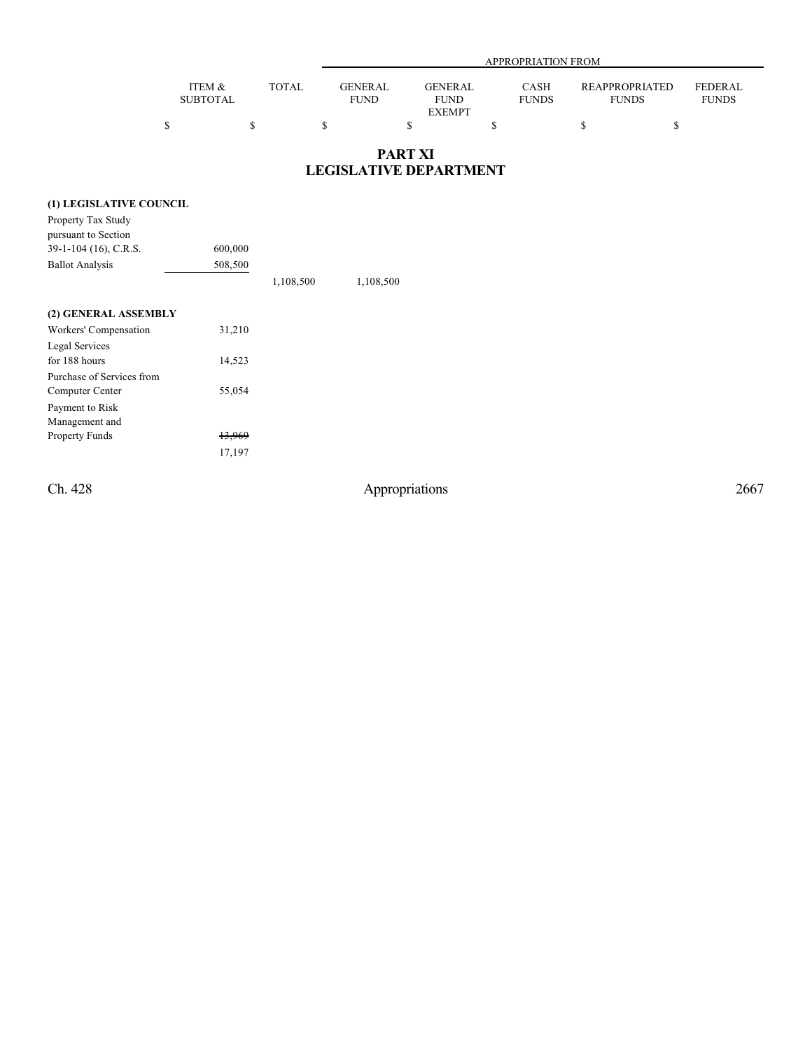| | ITEM & SUBTOTAL | TOTAL | APPROPRIATION FROM | | | | |
|---|---|---|---|---|---|---|---|
| | | | GENERAL FUND | GENERAL FUND EXEMPT | CASH FUNDS | REAPPROPRIATED FUNDS | FEDERAL FUNDS |
| | $ | $ | $ | $ | $ | $ | $ |

## PART XI
## LEGISLATIVE DEPARTMENT

| | ITEM & SUBTOTAL | TOTAL | GENERAL FUND | GENERAL FUND EXEMPT | CASH FUNDS | REAPPROPRIATED FUNDS | FEDERAL FUNDS |
|---|---|---|---|---|---|---|---|
| **(1) LEGISLATIVE COUNCIL** | | | | | | | |
| Property Tax Study pursuant to Section 39-1-104 (16), C.R.S. | 600,000 | | | | | | |
| Ballot Analysis | 508,500 | | | | | | |
| | | 1,108,500 | 1,108,500 | | | | |
| **(2) GENERAL ASSEMBLY** | | | | | | | |
| Workers' Compensation | 31,210 | | | | | | |
| Legal Services for 188 hours | 14,523 | | | | | | |
| Purchase of Services from Computer Center | 55,054 | | | | | | |
| Payment to Risk Management and Property Funds | ~~13,969~~ 17,197 | | | | | | |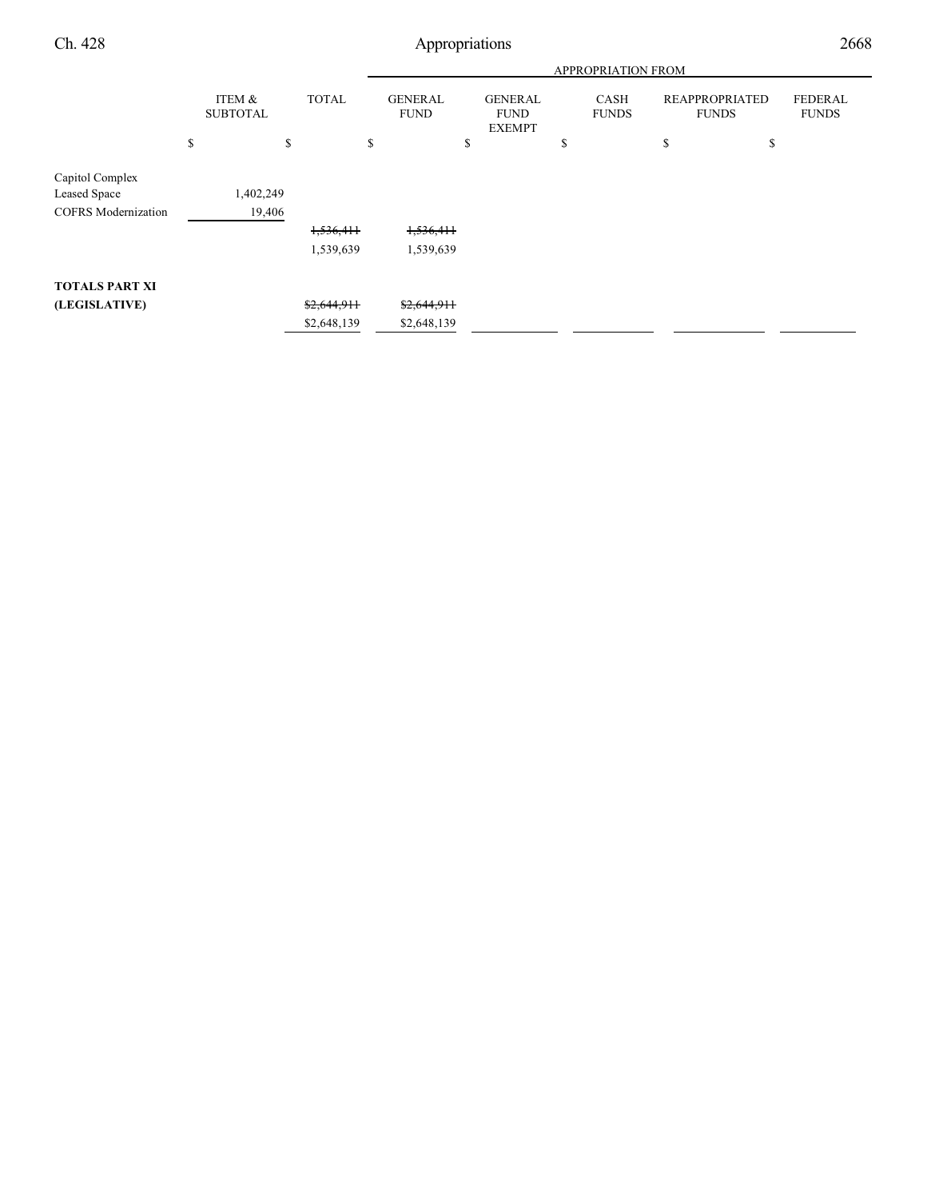| | ITEM & SUBTOTAL | TOTAL | APPROPRIATION FROM | | | | |
|---|---|---|---|---|---|---|---|
| | | | GENERAL FUND | GENERAL FUND EXEMPT | CASH FUNDS | REAPPROPRIATED FUNDS | FEDERAL FUNDS |
| | $ | $ | $ | $ | $ | $ | $ |
| Capitol Complex Leased Space | 1,402,249 | | | | | | |
| COFRS Modernization | 19,406 | | | | | | |
| | | ~~1,536,411~~ | ~~1,536,411~~ | | | | |
| | | 1,539,639 | 1,539,639 | | | | |
| **TOTALS PART XI (LEGISLATIVE)** | | ~~$2,644,911~~ | ~~$2,644,911~~ | | | | |
| | | $2,648,139 | $2,648,139 | | | | |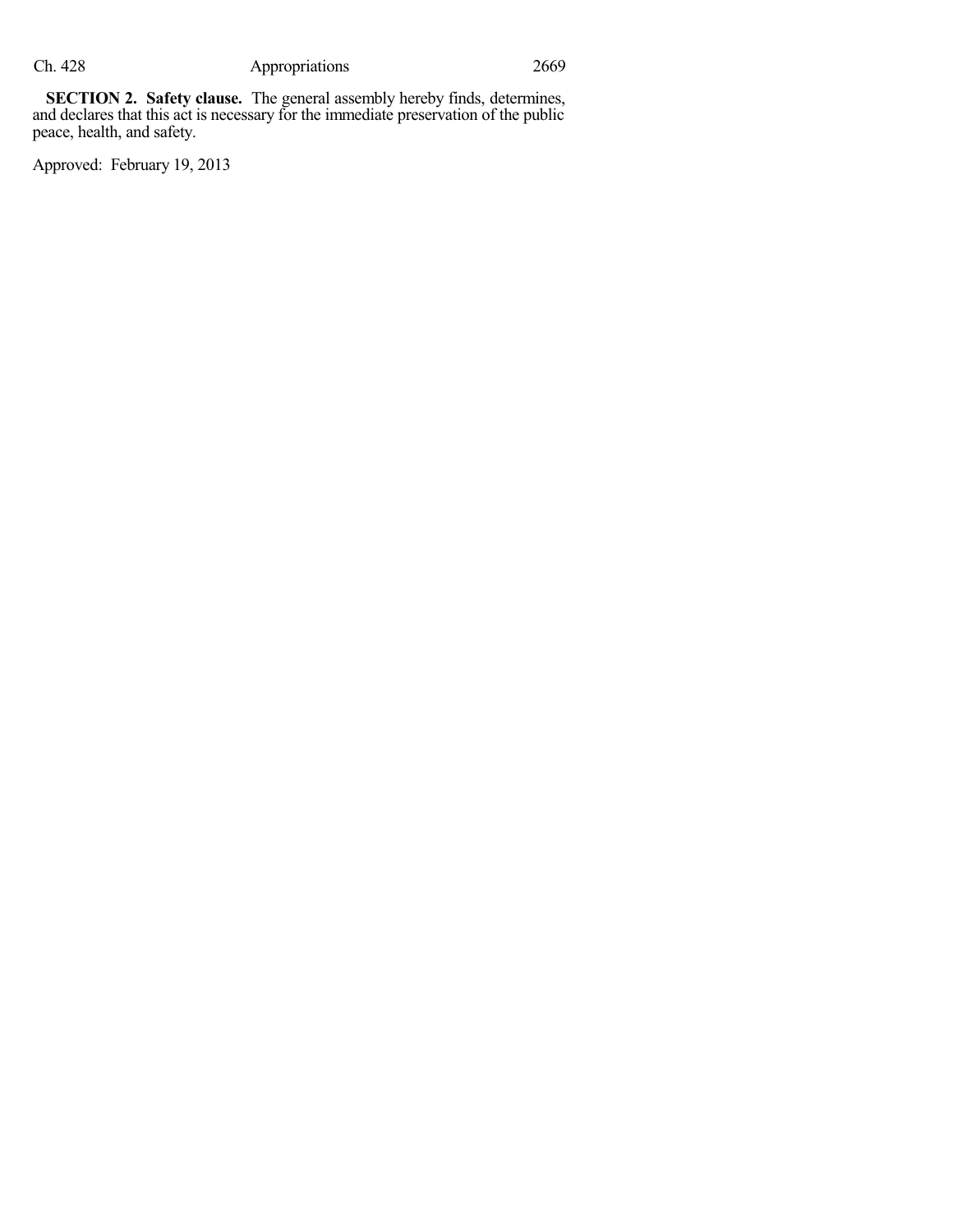**SECTION 2. Safety clause.** The general assembly hereby finds, determines, and declares that this act is necessary for the immediate preservation of the public peace, health, and safety.

Approved: February 19, 2013